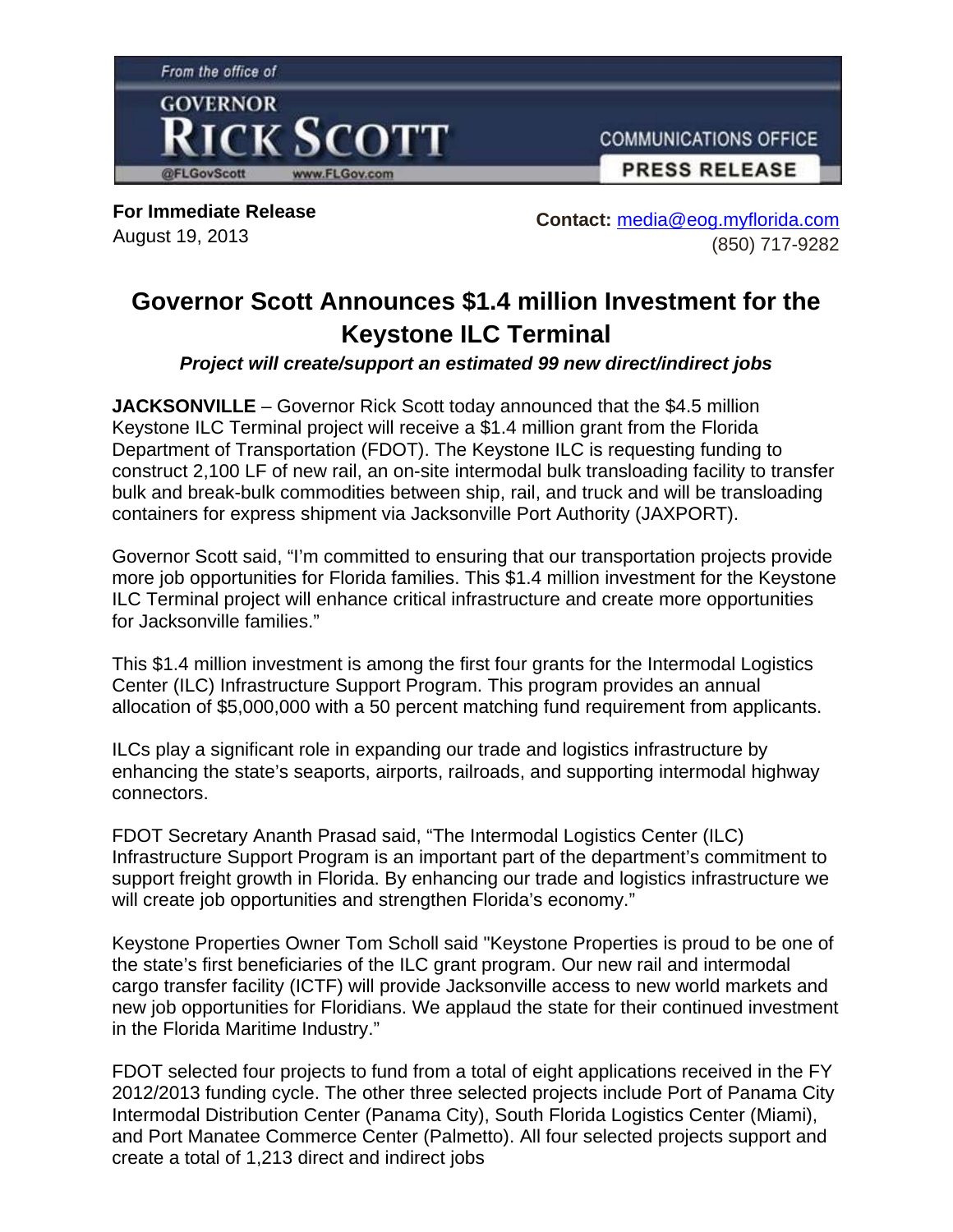From the office of

GOVERNOR **RICK SCOTT**

@FLGovScott www.FLGov.com

COMMUNICATIONS OFFICE

**PRESS RELEASE**

**For Immediate Release**
August 19, 2013

**Contact:** media@eog.myflorida.com
(850) 717-9282

# Governor Scott Announces $1.4 million Investment for the Keystone ILC Terminal

***Project will create/support an estimated 99 new direct/indirect jobs***

**JACKSONVILLE** – Governor Rick Scott today announced that the $4.5 million Keystone ILC Terminal project will receive a $1.4 million grant from the Florida Department of Transportation (FDOT). The Keystone ILC is requesting funding to construct 2,100 LF of new rail, an on-site intermodal bulk transloading facility to transfer bulk and break-bulk commodities between ship, rail, and truck and will be transloading containers for express shipment via Jacksonville Port Authority (JAXPORT).

Governor Scott said, "I'm committed to ensuring that our transportation projects provide more job opportunities for Florida families. This $1.4 million investment for the Keystone ILC Terminal project will enhance critical infrastructure and create more opportunities for Jacksonville families."

This $1.4 million investment is among the first four grants for the Intermodal Logistics Center (ILC) Infrastructure Support Program. This program provides an annual allocation of $5,000,000 with a 50 percent matching fund requirement from applicants.

ILCs play a significant role in expanding our trade and logistics infrastructure by enhancing the state's seaports, airports, railroads, and supporting intermodal highway connectors.

FDOT Secretary Ananth Prasad said, "The Intermodal Logistics Center (ILC) Infrastructure Support Program is an important part of the department's commitment to support freight growth in Florida. By enhancing our trade and logistics infrastructure we will create job opportunities and strengthen Florida's economy."

Keystone Properties Owner Tom Scholl said "Keystone Properties is proud to be one of the state's first beneficiaries of the ILC grant program. Our new rail and intermodal cargo transfer facility (ICTF) will provide Jacksonville access to new world markets and new job opportunities for Floridians. We applaud the state for their continued investment in the Florida Maritime Industry."

FDOT selected four projects to fund from a total of eight applications received in the FY 2012/2013 funding cycle. The other three selected projects include Port of Panama City Intermodal Distribution Center (Panama City), South Florida Logistics Center (Miami), and Port Manatee Commerce Center (Palmetto). All four selected projects support and create a total of 1,213 direct and indirect jobs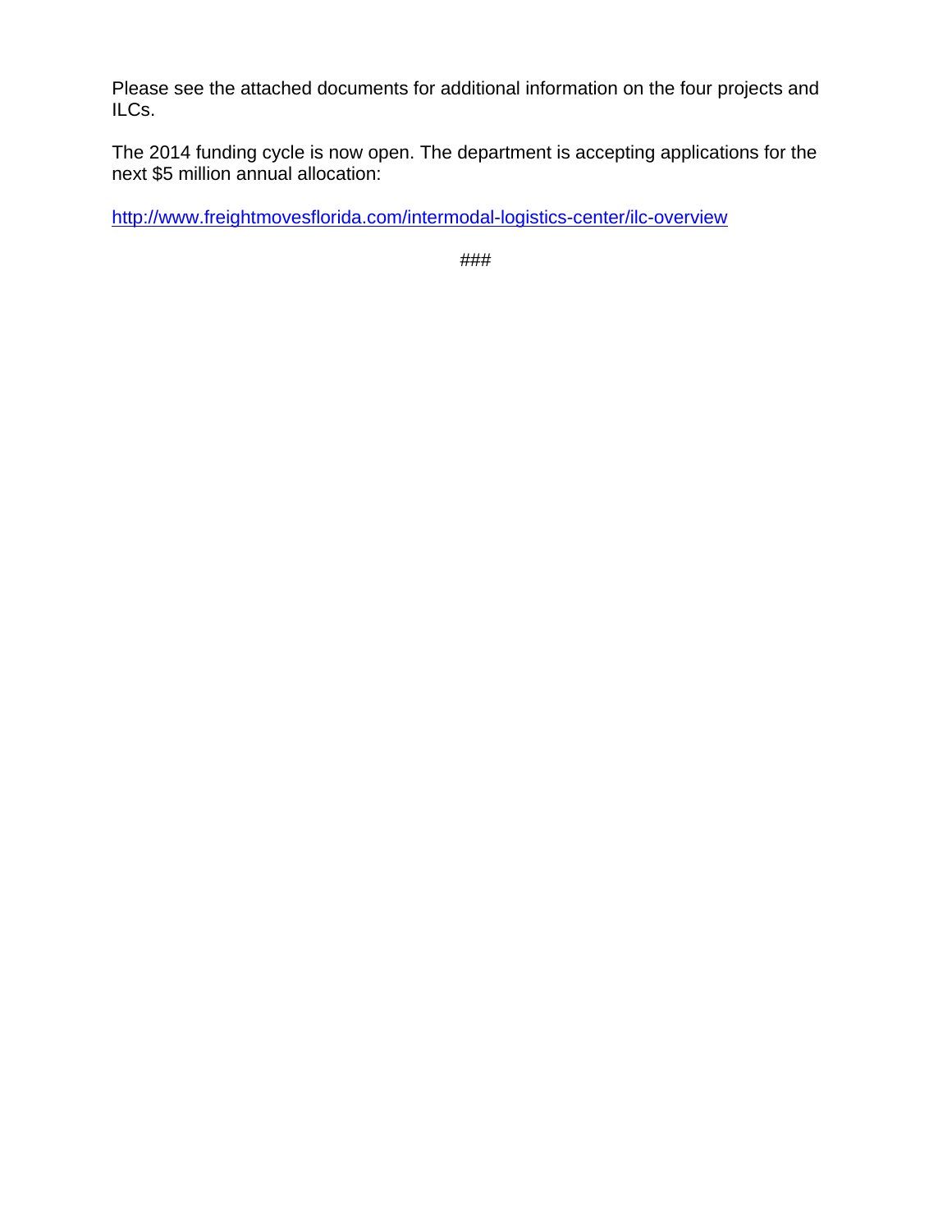Please see the attached documents for additional information on the four projects and ILCs.

The 2014 funding cycle is now open. The department is accepting applications for the next $5 million annual allocation:

[http://www.freightmovesflorida.com/intermodal-logistics-center/ilc-overview](http://www.freightmovesflorida.com/intermodal-logistics-center/ilc-overview)

###